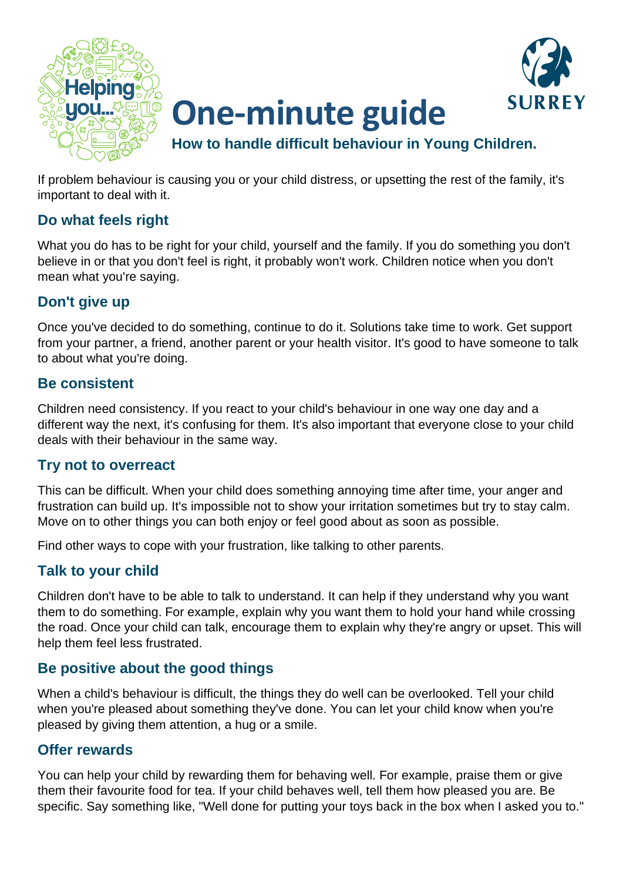# One-minute guide

**How to handle difficult behaviour in Young Children.**

If problem behaviour is causing you or your child distress, or upsetting the rest of the family, it's important to deal with it.

## Do what feels right

What you do has to be right for your child, yourself and the family. If you do something you don't believe in or that you don't feel is right, it probably won't work. Children notice when you don't mean what you're saying.

## Don't give up

Once you've decided to do something, continue to do it. Solutions take time to work. Get support from your partner, a friend, another parent or your health visitor. It's good to have someone to talk to about what you're doing.

## Be consistent

Children need consistency. If you react to your child's behaviour in one way one day and a different way the next, it's confusing for them. It's also important that everyone close to your child deals with their behaviour in the same way.

## Try not to overreact

This can be difficult. When your child does something annoying time after time, your anger and frustration can build up. It's impossible not to show your irritation sometimes but try to stay calm. Move on to other things you can both enjoy or feel good about as soon as possible.

Find other ways to cope with your frustration, like talking to other parents.

## Talk to your child

Children don't have to be able to talk to understand. It can help if they understand why you want them to do something. For example, explain why you want them to hold your hand while crossing the road. Once your child can talk, encourage them to explain why they're angry or upset. This will help them feel less frustrated.

## Be positive about the good things

When a child's behaviour is difficult, the things they do well can be overlooked. Tell your child when you're pleased about something they've done. You can let your child know when you're pleased by giving them attention, a hug or a smile.

## Offer rewards

You can help your child by rewarding them for behaving well. For example, praise them or give them their favourite food for tea. If your child behaves well, tell them how pleased you are. Be specific. Say something like, "Well done for putting your toys back in the box when I asked you to."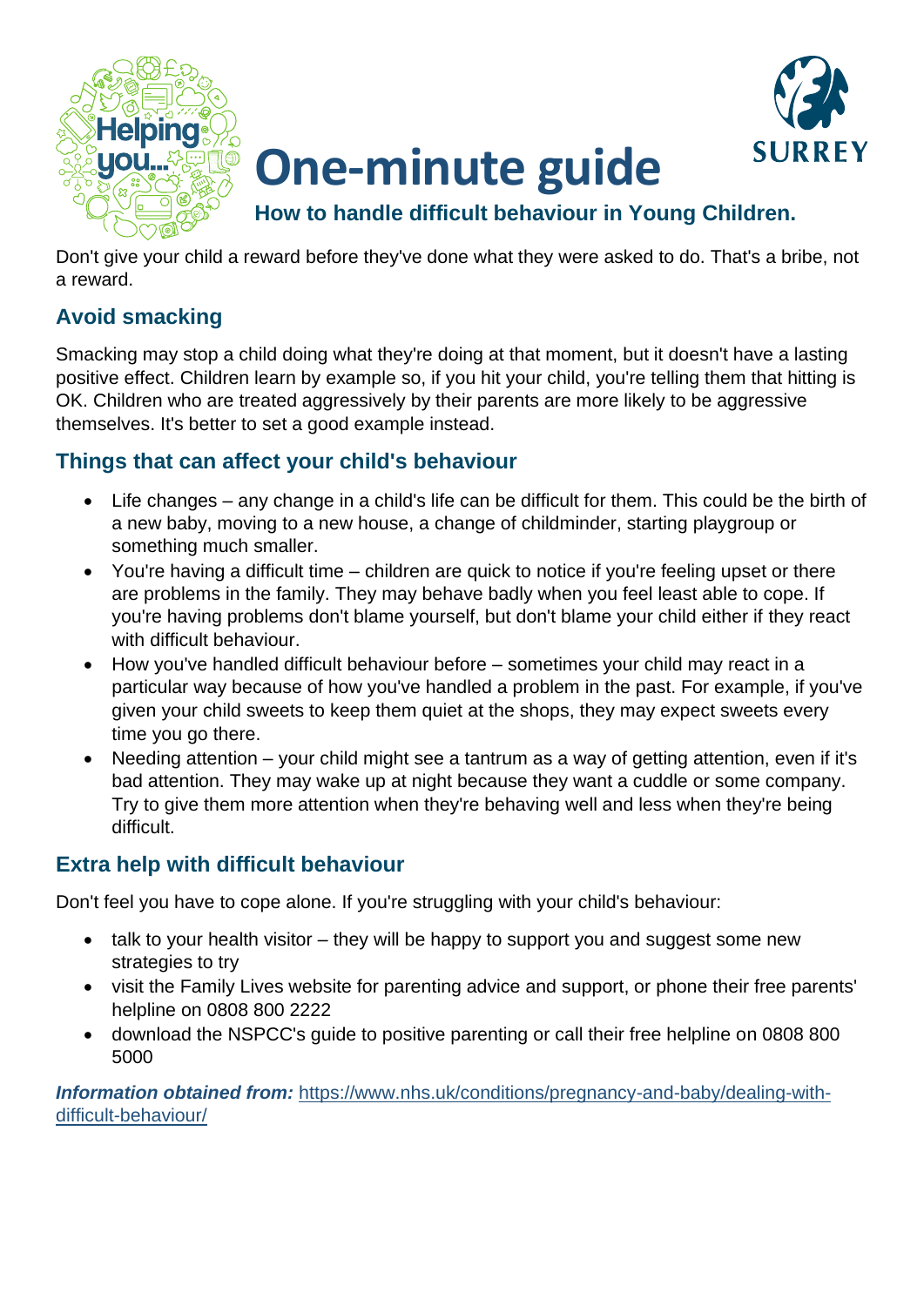# One-minute guide

**How to handle difficult behaviour in Young Children.**

Don't give your child a reward before they've done what they were asked to do. That's a bribe, not a reward.

## Avoid smacking

Smacking may stop a child doing what they're doing at that moment, but it doesn't have a lasting positive effect. Children learn by example so, if you hit your child, you're telling them that hitting is OK. Children who are treated aggressively by their parents are more likely to be aggressive themselves. It's better to set a good example instead.

## Things that can affect your child's behaviour

- Life changes – any change in a child's life can be difficult for them. This could be the birth of a new baby, moving to a new house, a change of childminder, starting playgroup or something much smaller.
- You're having a difficult time – children are quick to notice if you're feeling upset or there are problems in the family. They may behave badly when you feel least able to cope. If you're having problems don't blame yourself, but don't blame your child either if they react with difficult behaviour.
- How you've handled difficult behaviour before – sometimes your child may react in a particular way because of how you've handled a problem in the past. For example, if you've given your child sweets to keep them quiet at the shops, they may expect sweets every time you go there.
- Needing attention – your child might see a tantrum as a way of getting attention, even if it's bad attention. They may wake up at night because they want a cuddle or some company. Try to give them more attention when they're behaving well and less when they're being difficult.

## Extra help with difficult behaviour

Don't feel you have to cope alone. If you're struggling with your child's behaviour:

- talk to your health visitor – they will be happy to support you and suggest some new strategies to try
- visit the Family Lives website for parenting advice and support, or phone their free parents' helpline on 0808 800 2222
- download the NSPCC's guide to positive parenting or call their free helpline on 0808 800 5000

***Information obtained from:*** [https://www.nhs.uk/conditions/pregnancy-and-baby/dealing-with-difficult-behaviour/](https://www.nhs.uk/conditions/pregnancy-and-baby/dealing-with-difficult-behaviour/)